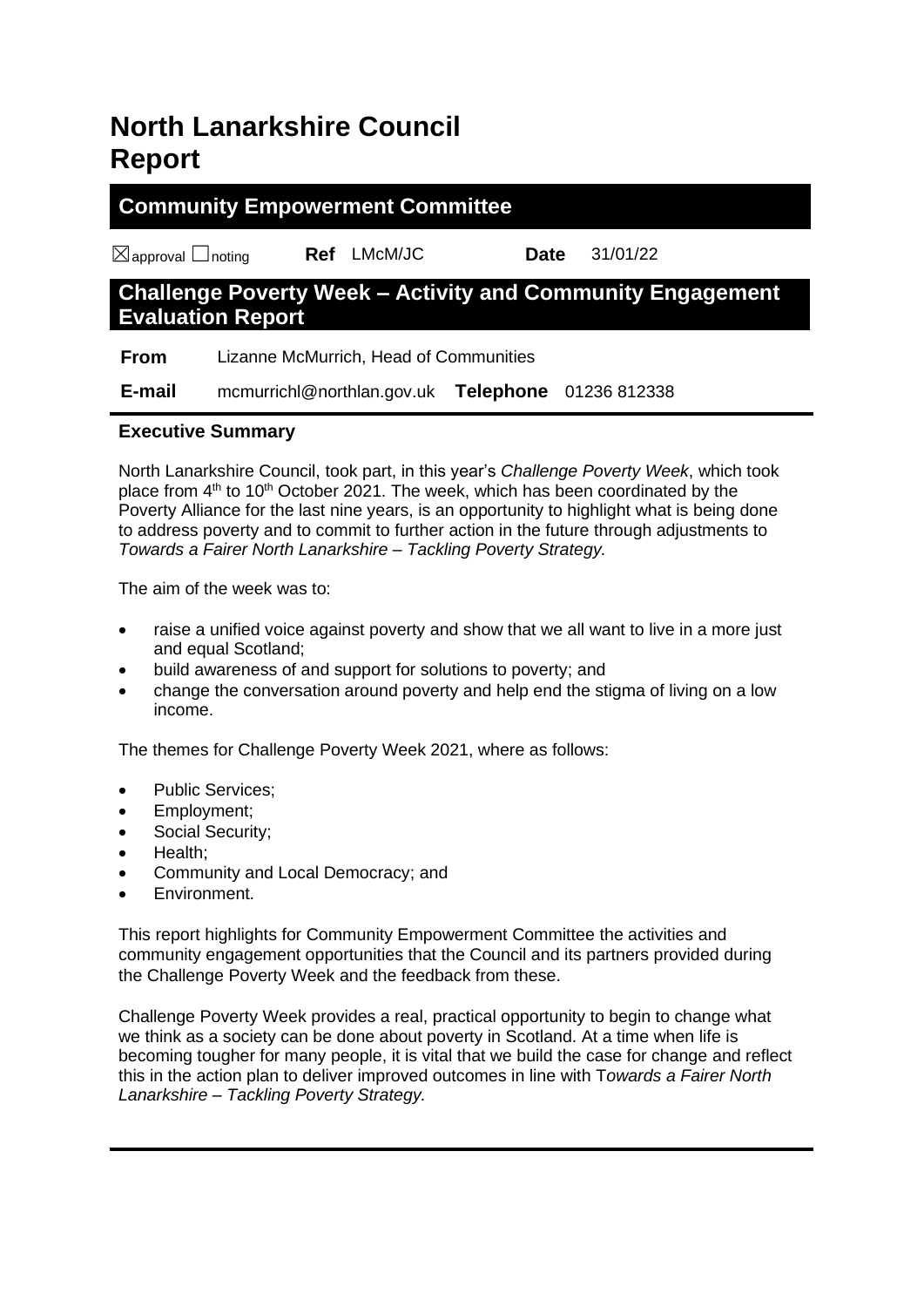# North Lanarkshire Council Report

## Community Empowerment Committee

☒approval ☐noting **Ref** LMcM/JC **Date** 31/01/22

## Challenge Poverty Week – Activity and Community Engagement Evaluation Report

**From** Lizanne McMurrich, Head of Communities

**E-mail** mcmurrichl@northlan.gov.uk **Telephone** 01236 812338

### Executive Summary

North Lanarkshire Council, took part, in this year's *Challenge Poverty Week*, which took place from 4th to 10th October 2021. The week, which has been coordinated by the Poverty Alliance for the last nine years, is an opportunity to highlight what is being done to address poverty and to commit to further action in the future through adjustments to *Towards a Fairer North Lanarkshire – Tackling Poverty Strategy.*

The aim of the week was to:

- raise a unified voice against poverty and show that we all want to live in a more just and equal Scotland;
- build awareness of and support for solutions to poverty; and
- change the conversation around poverty and help end the stigma of living on a low income.

The themes for Challenge Poverty Week 2021, where as follows:

- Public Services;
- Employment;
- Social Security;
- Health;
- Community and Local Democracy; and
- Environment.

This report highlights for Community Empowerment Committee the activities and community engagement opportunities that the Council and its partners provided during the Challenge Poverty Week and the feedback from these.

Challenge Poverty Week provides a real, practical opportunity to begin to change what we think as a society can be done about poverty in Scotland. At a time when life is becoming tougher for many people, it is vital that we build the case for change and reflect this in the action plan to deliver improved outcomes in line with T*owards a Fairer North Lanarkshire – Tackling Poverty Strategy.*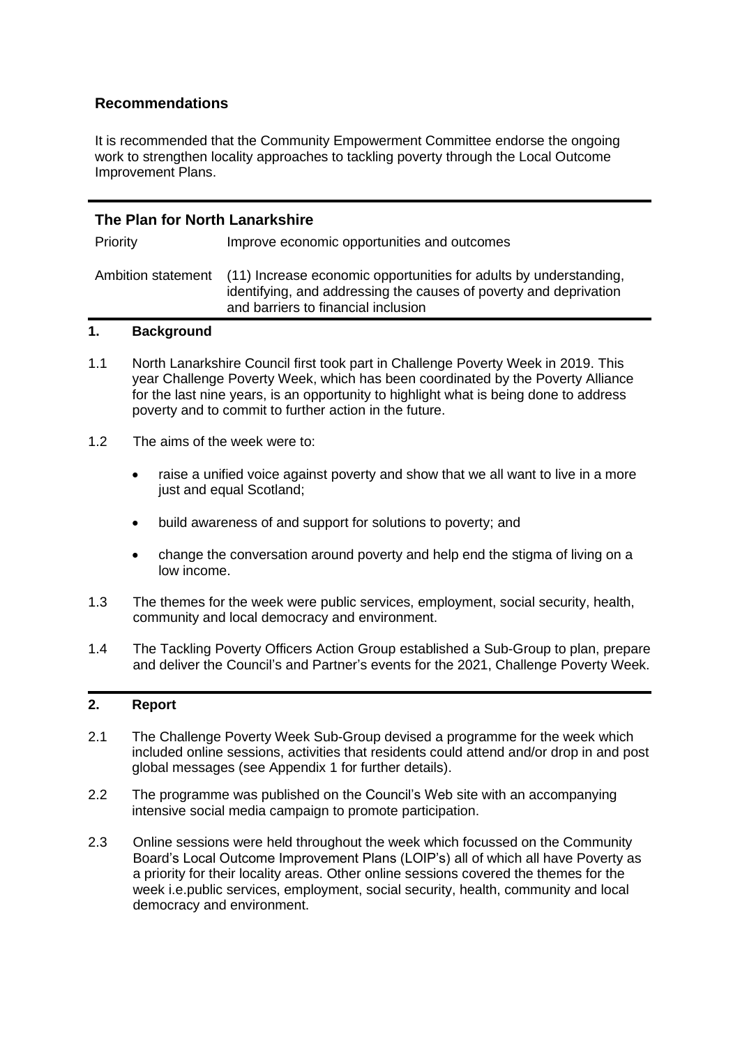## Recommendations

It is recommended that the Community Empowerment Committee endorse the ongoing work to strengthen locality approaches to tackling poverty through the Local Outcome Improvement Plans.

## The Plan for North Lanarkshire

| | |
|---|---|
| Priority | Improve economic opportunities and outcomes |
| Ambition statement | (11) Increase economic opportunities for adults by understanding, identifying, and addressing the causes of poverty and deprivation and barriers to financial inclusion |

## 1. Background

1.1 North Lanarkshire Council first took part in Challenge Poverty Week in 2019. This year Challenge Poverty Week, which has been coordinated by the Poverty Alliance for the last nine years, is an opportunity to highlight what is being done to address poverty and to commit to further action in the future.

1.2 The aims of the week were to:

- raise a unified voice against poverty and show that we all want to live in a more just and equal Scotland;
- build awareness of and support for solutions to poverty; and
- change the conversation around poverty and help end the stigma of living on a low income.

1.3 The themes for the week were public services, employment, social security, health, community and local democracy and environment.

1.4 The Tackling Poverty Officers Action Group established a Sub-Group to plan, prepare and deliver the Council's and Partner's events for the 2021, Challenge Poverty Week.

## 2. Report

2.1 The Challenge Poverty Week Sub-Group devised a programme for the week which included online sessions, activities that residents could attend and/or drop in and post global messages (see Appendix 1 for further details).

2.2 The programme was published on the Council's Web site with an accompanying intensive social media campaign to promote participation.

2.3 Online sessions were held throughout the week which focussed on the Community Board's Local Outcome Improvement Plans (LOIP's) all of which all have Poverty as a priority for their locality areas. Other online sessions covered the themes for the week i.e.public services, employment, social security, health, community and local democracy and environment.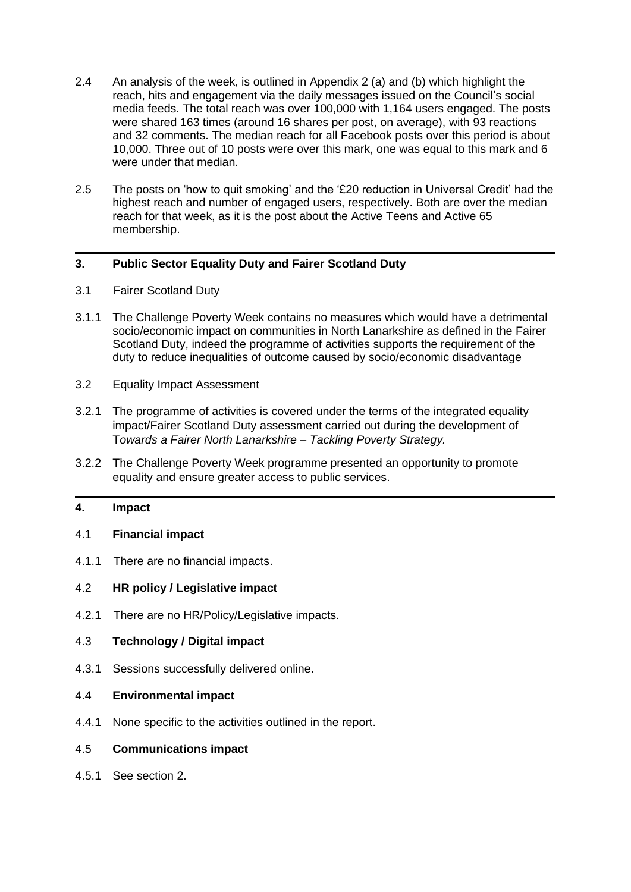2.4 An analysis of the week, is outlined in Appendix 2 (a) and (b) which highlight the reach, hits and engagement via the daily messages issued on the Council's social media feeds. The total reach was over 100,000 with 1,164 users engaged. The posts were shared 163 times (around 16 shares per post, on average), with 93 reactions and 32 comments. The median reach for all Facebook posts over this period is about 10,000. Three out of 10 posts were over this mark, one was equal to this mark and 6 were under that median.

2.5 The posts on 'how to quit smoking' and the '£20 reduction in Universal Credit' had the highest reach and number of engaged users, respectively. Both are over the median reach for that week, as it is the post about the Active Teens and Active 65 membership.

## 3. Public Sector Equality Duty and Fairer Scotland Duty

3.1 Fairer Scotland Duty

3.1.1 The Challenge Poverty Week contains no measures which would have a detrimental socio/economic impact on communities in North Lanarkshire as defined in the Fairer Scotland Duty, indeed the programme of activities supports the requirement of the duty to reduce inequalities of outcome caused by socio/economic disadvantage

3.2 Equality Impact Assessment

3.2.1 The programme of activities is covered under the terms of the integrated equality impact/Fairer Scotland Duty assessment carried out during the development of T*owards a Fairer North Lanarkshire – Tackling Poverty Strategy.*

3.2.2 The Challenge Poverty Week programme presented an opportunity to promote equality and ensure greater access to public services.

## 4. Impact

4.1 **Financial impact**

4.1.1 There are no financial impacts.

4.2 **HR policy / Legislative impact**

4.2.1 There are no HR/Policy/Legislative impacts.

4.3 **Technology / Digital impact**

4.3.1 Sessions successfully delivered online.

4.4 **Environmental impact**

4.4.1 None specific to the activities outlined in the report.

4.5 **Communications impact**

4.5.1 See section 2.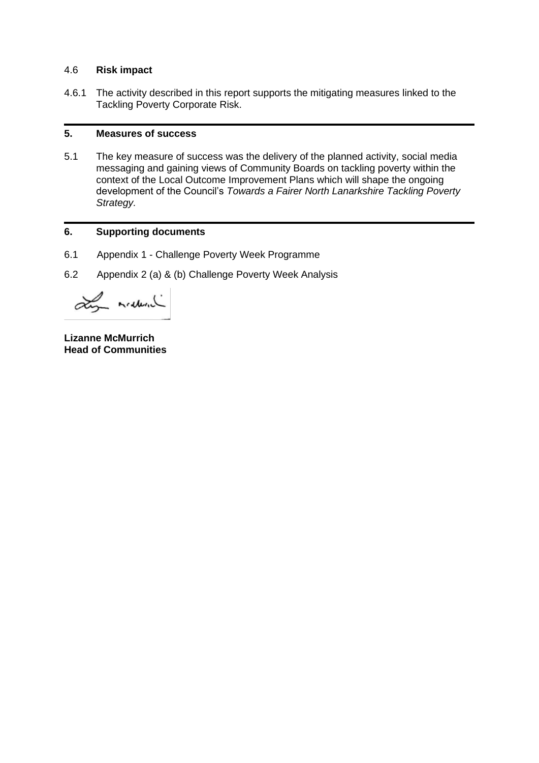4.6 **Risk impact**

4.6.1 The activity described in this report supports the mitigating measures linked to the Tackling Poverty Corporate Risk.

## 5. Measures of success

5.1 The key measure of success was the delivery of the planned activity, social media messaging and gaining views of Community Boards on tackling poverty within the context of the Local Outcome Improvement Plans which will shape the ongoing development of the Council's *Towards a Fairer North Lanarkshire Tackling Poverty Strategy.*

## 6. Supporting documents

6.1 Appendix 1 - Challenge Poverty Week Programme

6.2 Appendix 2 (a) & (b) Challenge Poverty Week Analysis

**Lizanne McMurrich**
**Head of Communities**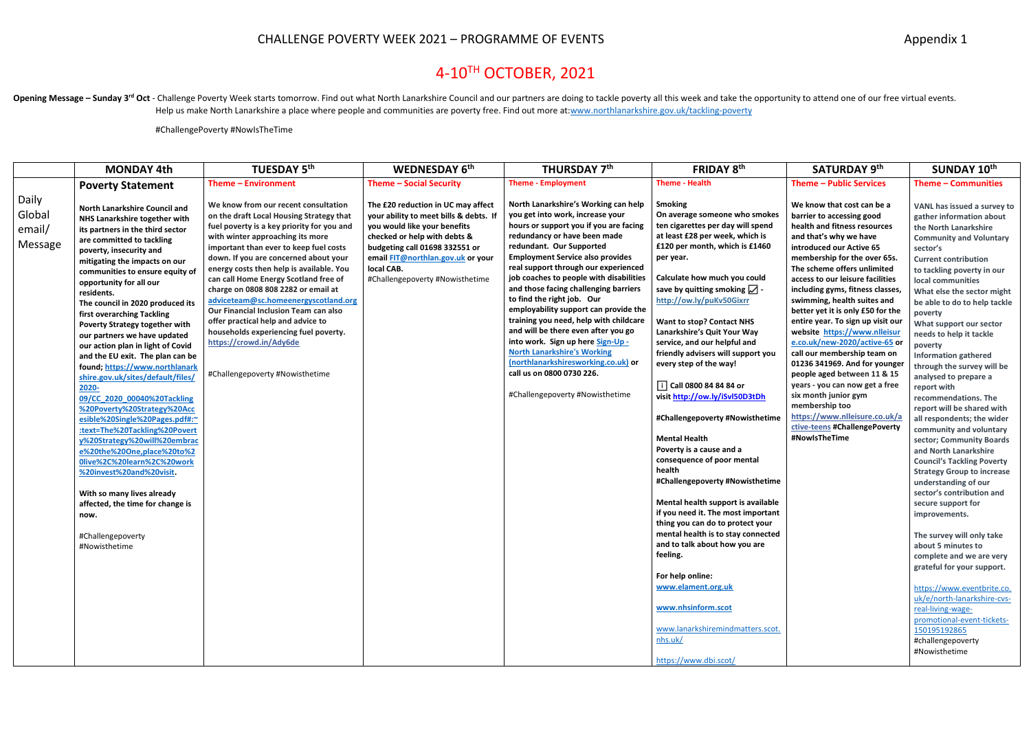CHALLENGE POVERTY WEEK 2021 – PROGRAMME OF EVENTS

Appendix 1

# 4-10TH OCTOBER, 2021

**Opening Message – Sunday 3rd Oct** - Challenge Poverty Week starts tomorrow. Find out what North Lanarkshire Council and our partners are doing to tackle poverty all this week and take the opportunity to attend one of our free virtual events. Help us make North Lanarkshire a place where people and communities are poverty free. Find out more at:www.northlanarkshire.gov.uk/tackling-poverty

#ChallengePoverty #NowIsTheTime

| | MONDAY 4th | TUESDAY 5th | WEDNESDAY 6th | THURSDAY 7th | FRIDAY 8th | SATURDAY 9th | SUNDAY 10th |
|---|---|---|---|---|---|---|---|
| Daily Global email/ Message | **Poverty Statement**<br><br>**North Lanarkshire Council and NHS Lanarkshire together with its partners in the third sector are committed to tackling poverty, insecurity and mitigating the impacts on our communities to ensure equity of opportunity for all our residents.**<br>**The council in 2020 produced its first overarching Tackling Poverty Strategy together with our partners we have updated our action plan in light of Covid and the EU exit. The plan can be found; https://www.northlanarkshire.gov.uk/sites/default/files/2020-09/CC_2020_00040%20Tackling%20Poverty%20Strategy%20Accesible%20Single%20Pages.pdf#:~:text=The%20Tackling%20Poverty%20Strategy%20will%20embrace%20the%20One,place%20to%20live%2C%20learn%2C%20work%20invest%20and%20visit.**<br><br>**With so many lives already affected, the time for change is now.**<br><br>#Challengepoverty #Nowisthetime | **Theme – Environment**<br><br>**We know from our recent consultation on the draft Local Housing Strategy that fuel poverty is a key priority for you and with winter approaching its more important than ever to keep fuel costs down. If you are concerned about your energy costs then help is available. You can call Home Energy Scotland free of charge on 0808 808 2282 or email at adviceteam@sc.homeenergyscotland.org Our Financial Inclusion Team can also offer practical help and advice to households experiencing fuel poverty. https://crowd.in/Ady6de**<br><br>#Challengepoverty #Nowisthetime | **Theme – Social Security**<br><br>**The £20 reduction in UC may affect your ability to meet bills & debts. If you would like your benefits checked or help with debts & budgeting call 01698 332551 or email FIT@northlan.gov.uk or your local CAB.**<br>#Challengepoverty #Nowisthetime | **Theme - Employment**<br><br>**North Lanarkshire's Working can help you get into work, increase your hours or support you if you are facing redundancy or have been made redundant. Our Supported Employment Service also provides real support through our experienced job coaches to people with disabilities and those facing challenging barriers to find the right job. Our employability support can provide the training you need, help with childcare and will be there even after you go into work. Sign up here Sign-Up - North Lanarkshire's Working (northlanarkshiresworking.co.uk) or call us on 0800 0730 226.**<br><br>#Challengepoverty #Nowisthetime | **Theme - Health**<br><br>**Smoking**<br>**On average someone who smokes ten cigarettes per day will spend at least £28 per week, which is £120 per month, which is £1460 per year.**<br><br>**Calculate how much you could save by quitting smoking ☑ - http://ow.ly/puKv50Gixrr**<br><br>**Want to stop? Contact NHS Lanarkshire's Quit Your Way service, and our helpful and friendly advisers will support you every step of the way!**<br><br>**ℹ Call 0800 84 84 84 or visit http://ow.ly/iSvl50D3tDh**<br><br>**#Challengepoverty #Nowisthetime**<br><br>**Mental Health**<br>**Poverty is a cause and a consequence of poor mental health**<br>**#Challengepoverty #Nowisthetime**<br><br>**Mental health support is available if you need it. The most important thing you can do to protect your mental health is to stay connected and to talk about how you are feeling.**<br><br>**For help online:**<br>**www.elament.org.uk**<br><br>**www.nhsinform.scot**<br><br>www.lanarkshiremindmatters.scot.nhs.uk/<br><br>https://www.dbi.scot/ | **Theme – Public Services**<br><br>**We know that cost can be a barrier to accessing good health and fitness resources and that's why we have introduced our Active 65 membership for the over 65s. The scheme offers unlimited access to our leisure facilities including gyms, fitness classes, swimming, health suites and better yet it is only £50 for the entire year. To sign up visit our website https://www.nlleisure.co.uk/new-2020/active-65 or call our membership team on 01236 341969. And for younger people aged between 11 & 15 years - you can now get a free six month junior gym membership too https://www.nlleisure.co.uk/active-teens #ChallengePoverty #NowIsTheTime** | **Theme – Communities**<br><br>**VANL has issued a survey to gather information about the North Lanarkshire Community and Voluntary sector's**<br>**Current contribution to tackling poverty in our local communities**<br>**What else the sector might be able to do to help tackle poverty**<br>**What support our sector needs to help it tackle poverty**<br>**Information gathered through the survey will be analysed to prepare a report with recommendations. The report will be shared with all respondents; the wider community and voluntary sector; Community Boards and North Lanarkshire Council's Tackling Poverty Strategy Group to increase understanding of our sector's contribution and secure support for improvements.**<br><br>**The survey will only take about 5 minutes to complete and we are very grateful for your support.**<br><br>https://www.eventbrite.co.uk/e/north-lanarkshire-cvs-real-living-wage-promotional-event-tickets-150195192865<br>#challengepoverty #Nowisthetime |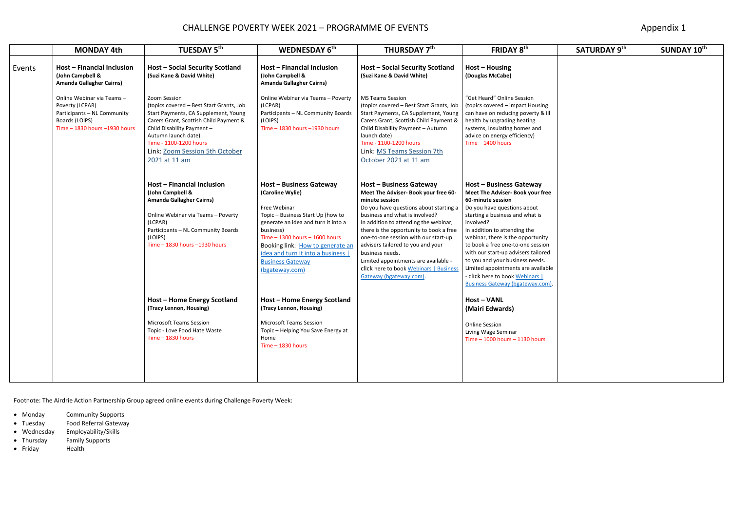# CHALLENGE POVERTY WEEK 2021 – PROGRAMME OF EVENTS

Appendix 1

| | MONDAY 4th | TUESDAY 5th | WEDNESDAY 6th | THURSDAY 7th | FRIDAY 8th | SATURDAY 9th | SUNDAY 10th |
|---|---|---|---|---|---|---|---|
| Events | **Host – Financial Inclusion** **(John Campbell & Amanda Gallagher Cairns)** <br><br> Online Webinar via Teams – Poverty (LCPAR) <br> Participants – NL Community Boards (LOIPS) <br> Time – 1830 hours –1930 hours | **Host – Social Security Scotland** **(Suzi Kane & David White)** <br><br> Zoom Session <br> (topics covered – Best Start Grants, Job Start Payments, CA Supplement, Young Carers Grant, Scottish Child Payment & Child Disability Payment – Autumn launch date) <br> Time - 1100-1200 hours <br> Link: [Zoom Session 5th October 2021 at 11 am] | **Host – Financial Inclusion** **(John Campbell & Amanda Gallagher Cairns)** <br><br> Online Webinar via Teams – Poverty (LCPAR) <br> Participants – NL Community Boards (LOIPS) <br> Time – 1830 hours –1930 hours | **Host – Social Security Scotland** **(Suzi Kane & David White)** <br><br> MS Teams Session <br> (topics covered – Best Start Grants, Job Start Payments, CA Supplement, Young Carers Grant, Scottish Child Payment & Child Disability Payment – Autumn launch date) <br> Time - 1100-1200 hours <br> Link: [MS Teams Session 7th October 2021 at 11 am] | **Host – Housing** **(Douglas McCabe)** <br><br> "Get Heard" Online Session <br> (topics covered – impact Housing can have on reducing poverty & ill health by upgrading heating systems, insulating homes and advice on energy efficiency) <br> Time – 1400 hours | | |
| | | **Host – Financial Inclusion** **(John Campbell & Amanda Gallagher Cairns)** <br><br> Online Webinar via Teams – Poverty (LCPAR) <br> Participants – NL Community Boards (LOIPS) <br> Time – 1830 hours –1930 hours | **Host – Business Gateway** **(Caroline Wylie)** <br><br> Free Webinar <br> Topic – Business Start Up (how to generate an idea and turn it into a business) <br> Time – 1300 hours – 1600 hours <br> Booking link: [How to generate an idea and turn it into a business \| Business Gateway (bgateway.com)] | **Host – Business Gateway** **Meet The Adviser- Book your free 60-minute session** <br> Do you have questions about starting a business and what is involved? <br> In addition to attending the webinar, there is the opportunity to book a free one-to-one session with our start-up advisers tailored to you and your business needs. <br> Limited appointments are available - click here to book [Webinars \| Business Gateway (bgateway.com)]. | **Host – Business Gateway** **Meet The Adviser- Book your free 60-minute session** <br> Do you have questions about starting a business and what is involved? <br> In addition to attending the webinar, there is the opportunity to book a free one-to-one session with our start-up advisers tailored to you and your business needs. <br> Limited appointments are available - click here to book [Webinars \| Business Gateway (bgateway.com)]. | | |
| | | **Host – Home Energy Scotland** **(Tracy Lennon, Housing)** <br><br> Microsoft Teams Session <br> Topic - Love Food Hate Waste <br> Time – 1830 hours | **Host – Home Energy Scotland** **(Tracy Lennon, Housing)** <br><br> Microsoft Teams Session <br> Topic – Helping You Save Energy at Home <br> Time – 1830 hours | | **Host – VANL** **(Mairi Edwards)** <br><br> Online Session <br> Living Wage Seminar <br> Time – 1000 hours – 1130 hours | | |

Footnote: The Airdrie Action Partnership Group agreed online events during Challenge Poverty Week:

- Monday — Community Supports
- Tuesday — Food Referral Gateway
- Wednesday — Employability/Skills
- Thursday — Family Supports
- Friday — Health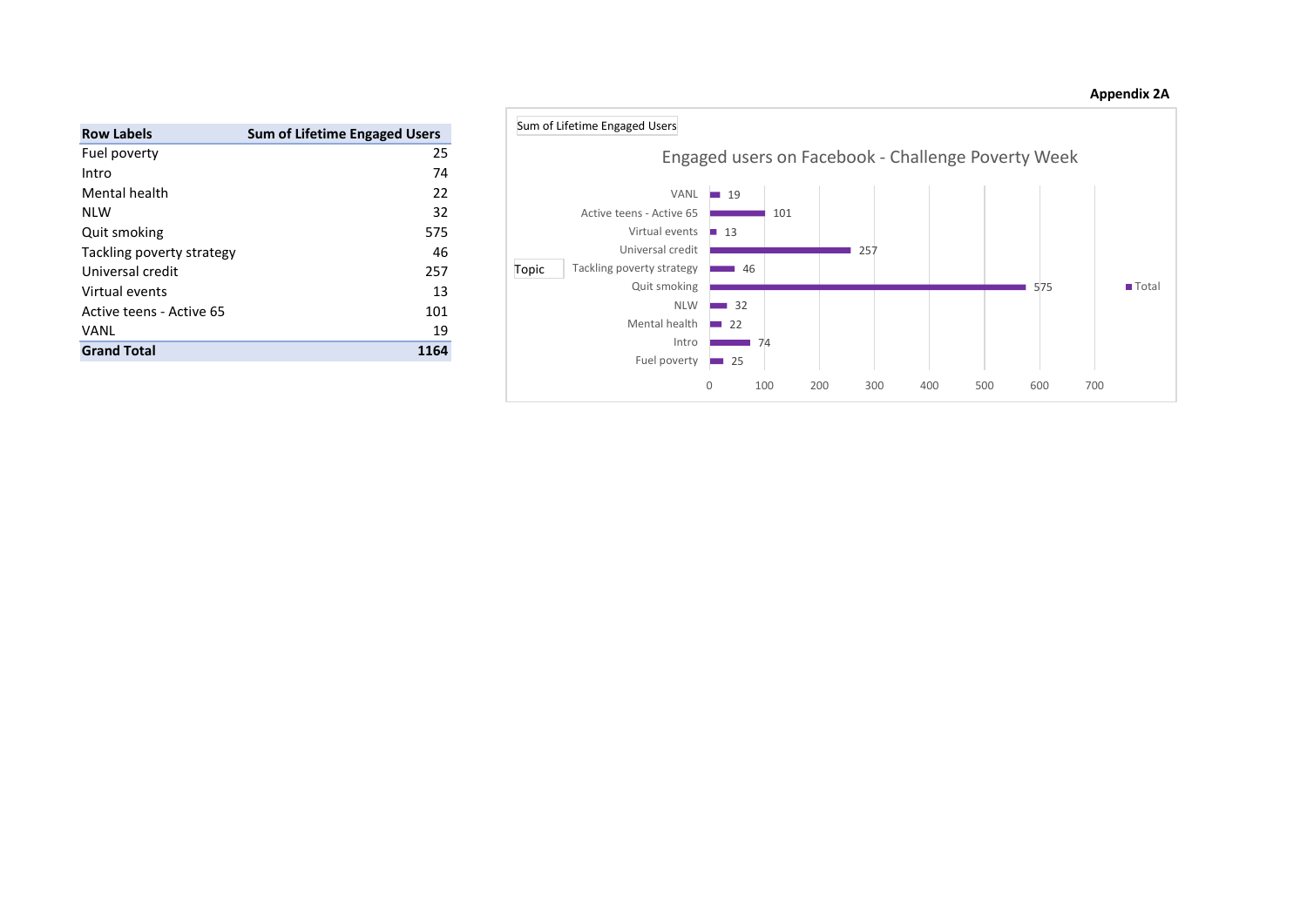**Appendix 2A**

| Row Labels | Sum of Lifetime Engaged Users |
|---|---|
| Fuel poverty | 25 |
| Intro | 74 |
| Mental health | 22 |
| NLW | 32 |
| Quit smoking | 575 |
| Tackling poverty strategy | 46 |
| Universal credit | 257 |
| Virtual events | 13 |
| Active teens - Active 65 | 101 |
| VANL | 19 |
| **Grand Total** | **1164** |

Sum of Lifetime Engaged Users

Engaged users on Facebook - Challenge Poverty Week

| Topic | Total |
|---|---|
| VANL | 19 |
| Active teens - Active 65 | 101 |
| Virtual events | 13 |
| Universal credit | 257 |
| Tackling poverty strategy | 46 |
| Quit smoking | 575 |
| NLW | 32 |
| Mental health | 22 |
| Intro | 74 |
| Fuel poverty | 25 |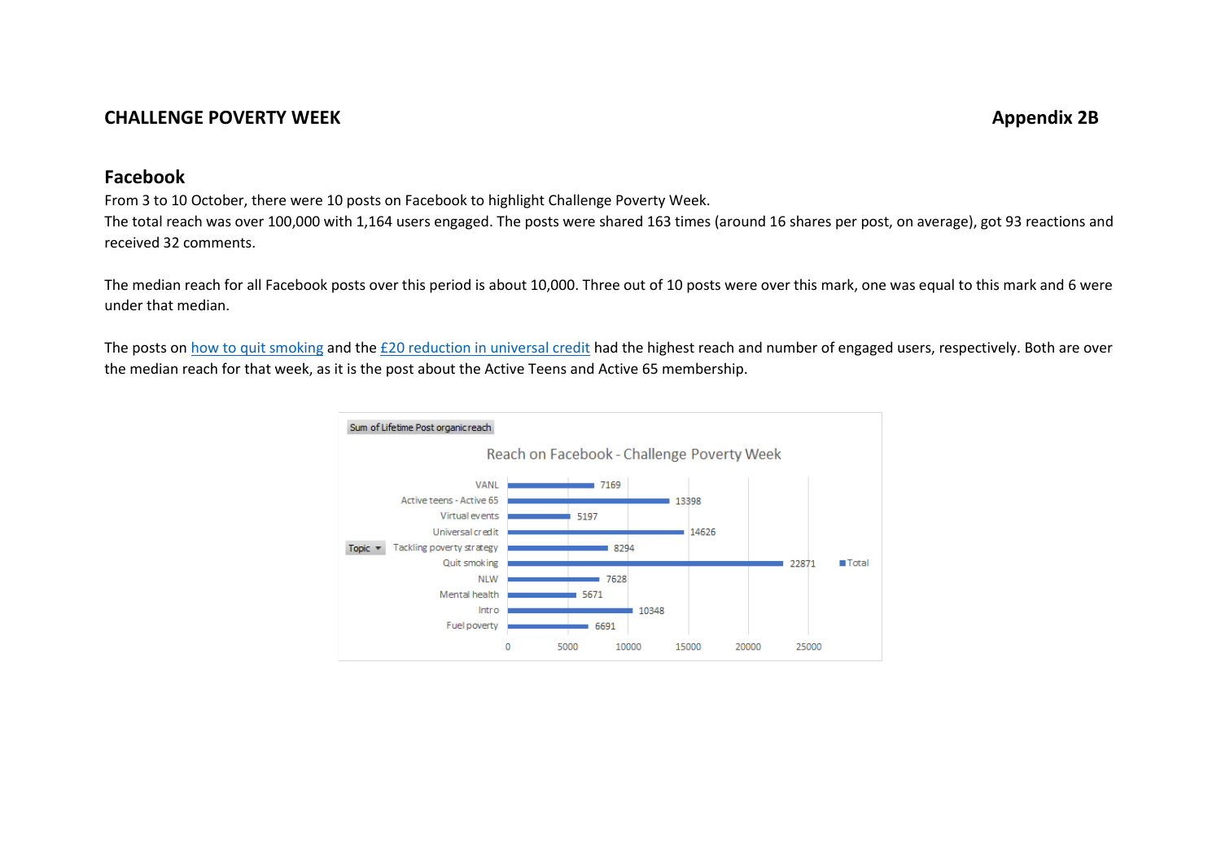**CHALLENGE POVERTY WEEK** **Appendix 2B**

## Facebook

From 3 to 10 October, there were 10 posts on Facebook to highlight Challenge Poverty Week.
The total reach was over 100,000 with 1,164 users engaged. The posts were shared 163 times (around 16 shares per post, on average), got 93 reactions and received 32 comments.

The median reach for all Facebook posts over this period is about 10,000. Three out of 10 posts were over this mark, one was equal to this mark and 6 were under that median.

The posts on how to quit smoking and the £20 reduction in universal credit had the highest reach and number of engaged users, respectively. Both are over the median reach for that week, as it is the post about the Active Teens and Active 65 membership.

Sum of Lifetime Post organic reach

Reach on Facebook - Challenge Poverty Week

| Topic | Total |
| --- | --- |
| VANL | 7169 |
| Active teens - Active 65 | 13398 |
| Virtual events | 5197 |
| Universal credit | 14626 |
| Tackling poverty strategy | 8294 |
| Quit smoking | 22871 |
| NLW | 7628 |
| Mental health | 5671 |
| Intro | 10348 |
| Fuel poverty | 6691 |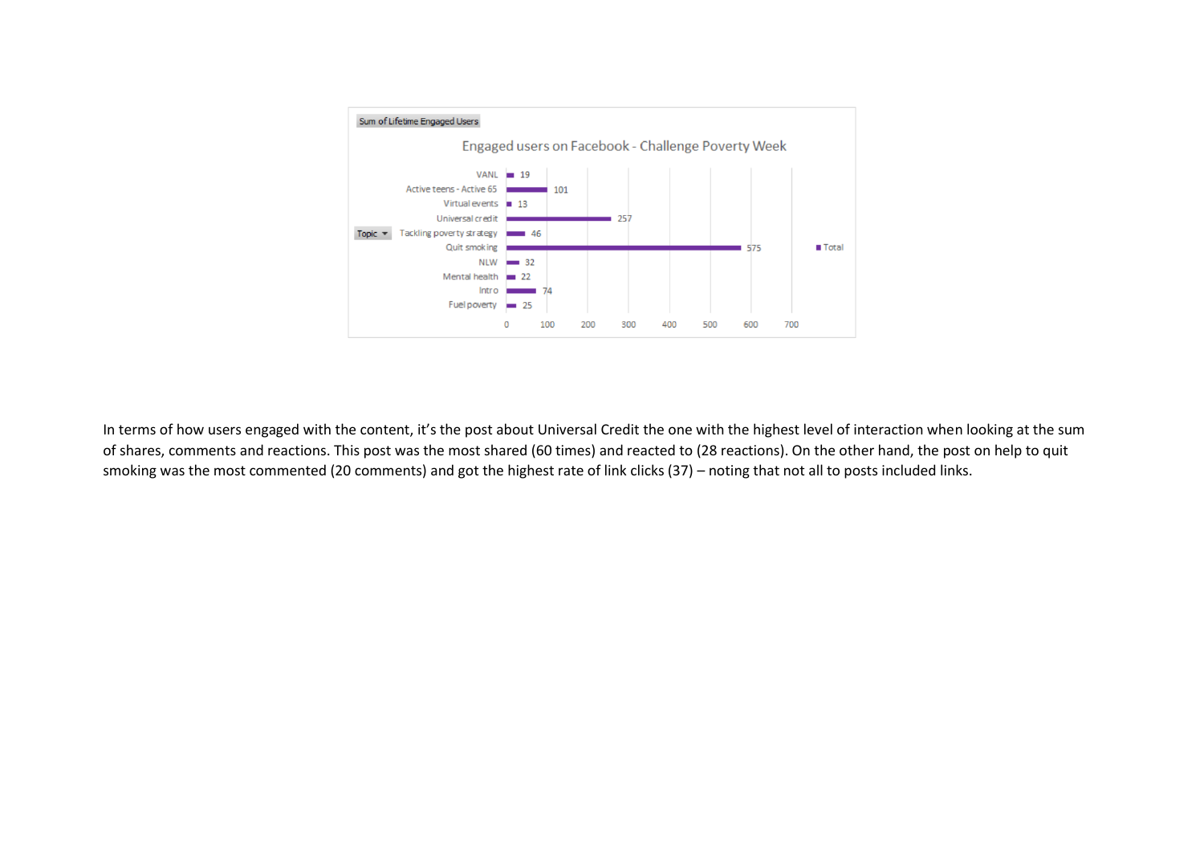Sum of Lifetime Engaged Users

**Engaged users on Facebook - Challenge Poverty Week**

| Topic | Total |
| --- | --- |
| VANL | 19 |
| Active teens - Active 65 | 101 |
| Virtual events | 13 |
| Universal credit | 257 |
| Tackling poverty strategy | 46 |
| Quit smoking | 575 |
| NLW | 32 |
| Mental health | 22 |
| Intro | 74 |
| Fuel poverty | 25 |

In terms of how users engaged with the content, it's the post about Universal Credit the one with the highest level of interaction when looking at the sum of shares, comments and reactions. This post was the most shared (60 times) and reacted to (28 reactions). On the other hand, the post on help to quit smoking was the most commented (20 comments) and got the highest rate of link clicks (37) – noting that not all to posts included links.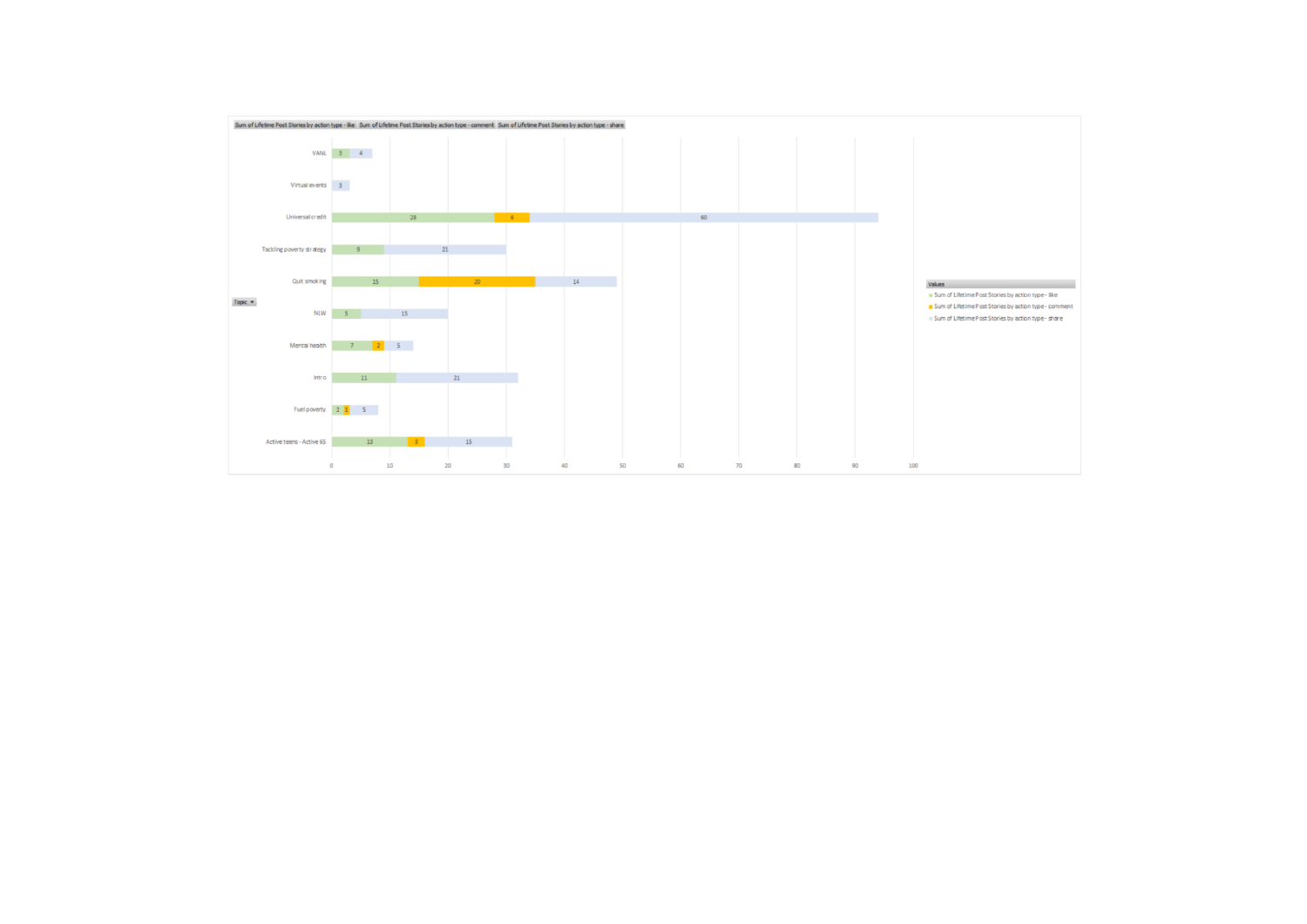| Topic | Sum of Lifetime Post Stories by action type - like | Sum of Lifetime Post Stories by action type - comment | Sum of Lifetime Post Stories by action type - share |
|---|---|---|---|
| VANL | 3 | | 4 |
| Virtual events | | | 3 |
| Universal credit | 28 | 6 | 60 |
| Tackling poverty strategy | 9 | | 21 |
| Quit smoking | 15 | 20 | 14 |
| NLW | 5 | | 15 |
| Mental health | 7 | 2 | 5 |
| Intro | 11 | | 21 |
| Fuel poverty | 2 | 1 | 5 |
| Active teens - Active 65 | 13 | 3 | 15 |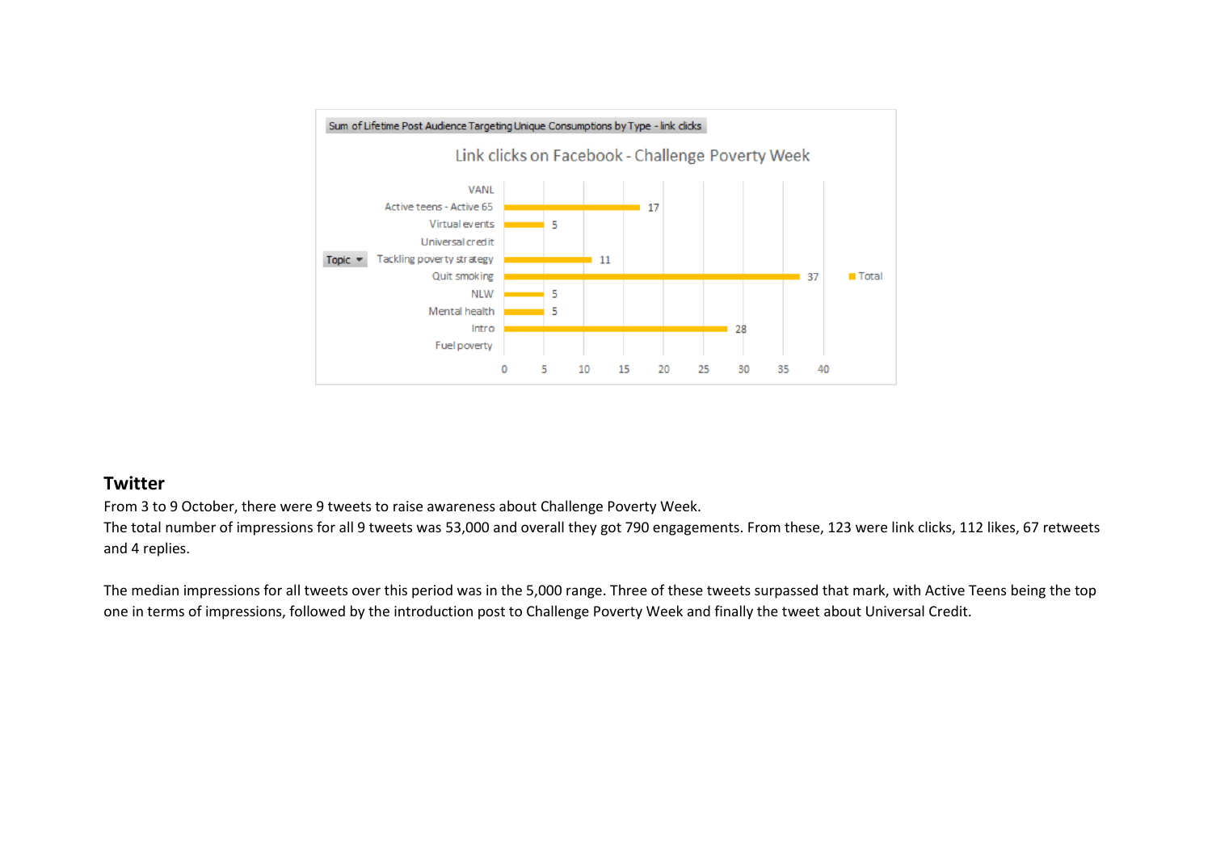Sum of Lifetime Post Audience Targeting Unique Consumptions by Type - link clicks

**Link clicks on Facebook - Challenge Poverty Week**

| Topic | Total |
| --- | --- |
| VANL | |
| Active teens - Active 65 | 17 |
| Virtual events | 5 |
| Universal credit | |
| Tackling poverty strategy | 11 |
| Quit smoking | 37 |
| NLW | 5 |
| Mental health | 5 |
| Intro | 28 |
| Fuel poverty | |

## Twitter

From 3 to 9 October, there were 9 tweets to raise awareness about Challenge Poverty Week.
The total number of impressions for all 9 tweets was 53,000 and overall they got 790 engagements. From these, 123 were link clicks, 112 likes, 67 retweets and 4 replies.

The median impressions for all tweets over this period was in the 5,000 range. Three of these tweets surpassed that mark, with Active Teens being the top one in terms of impressions, followed by the introduction post to Challenge Poverty Week and finally the tweet about Universal Credit.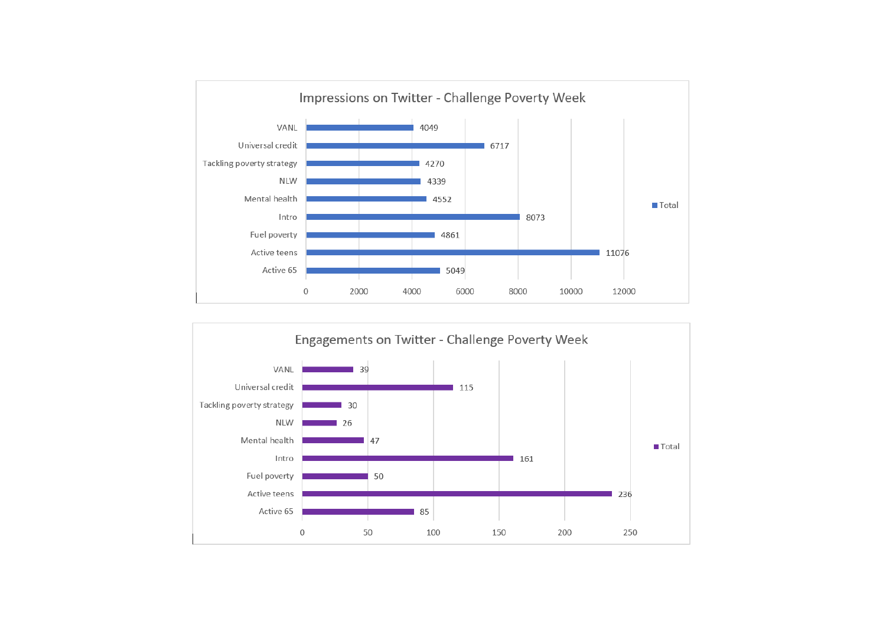## Impressions on Twitter - Challenge Poverty Week

| Category | Total |
|---|---|
| VANL | 4049 |
| Universal credit | 6717 |
| Tackling poverty strategy | 4270 |
| NLW | 4339 |
| Mental health | 4552 |
| Intro | 8073 |
| Fuel poverty | 4861 |
| Active teens | 11076 |
| Active 65 | 5049 |

## Engagements on Twitter - Challenge Poverty Week

| Category | Total |
|---|---|
| VANL | 39 |
| Universal credit | 115 |
| Tackling poverty strategy | 30 |
| NLW | 26 |
| Mental health | 47 |
| Intro | 161 |
| Fuel poverty | 50 |
| Active teens | 236 |
| Active 65 | 85 |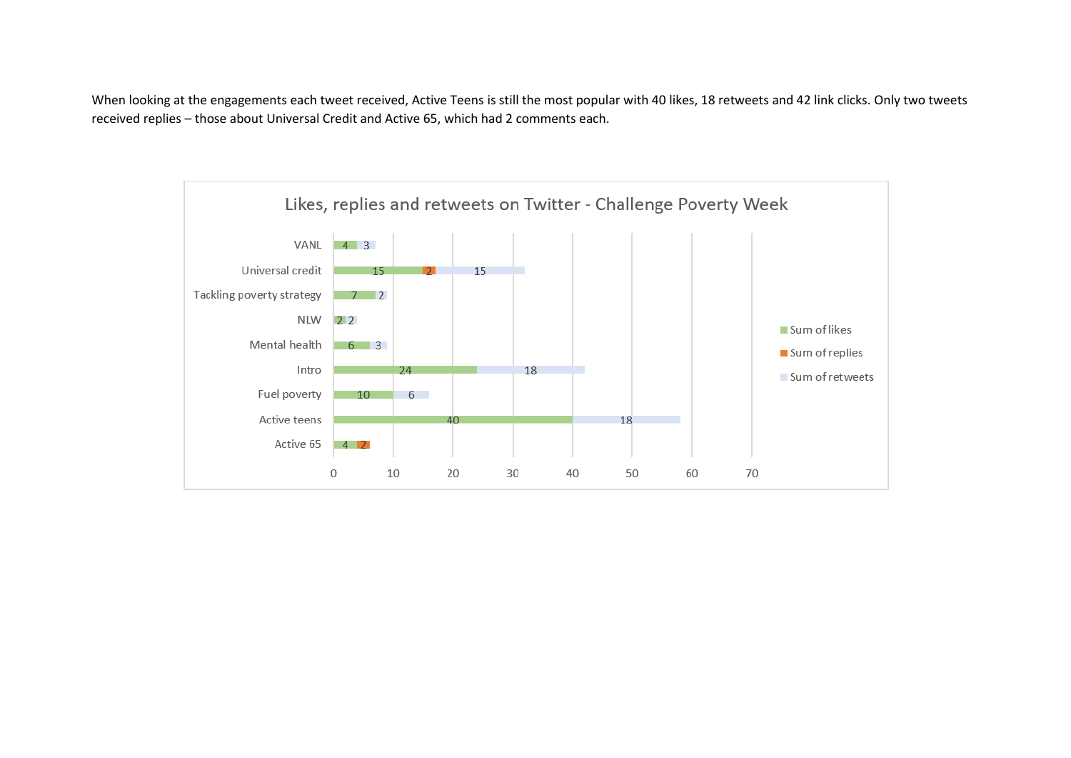When looking at the engagements each tweet received, Active Teens is still the most popular with 40 likes, 18 retweets and 42 link clicks. Only two tweets received replies – those about Universal Credit and Active 65, which had 2 comments each.

**Likes, replies and retweets on Twitter - Challenge Poverty Week**

| | Sum of likes | Sum of replies | Sum of retweets |
|---|---|---|---|
| VANL | 4 | | 3 |
| Universal credit | 15 | 2 | 15 |
| Tackling poverty strategy | 7 | | 2 |
| NLW | 2 | | 2 |
| Mental health | 6 | | 3 |
| Intro | 24 | | 18 |
| Fuel poverty | 10 | | 6 |
| Active teens | 40 | | 18 |
| Active 65 | 4 | 2 | |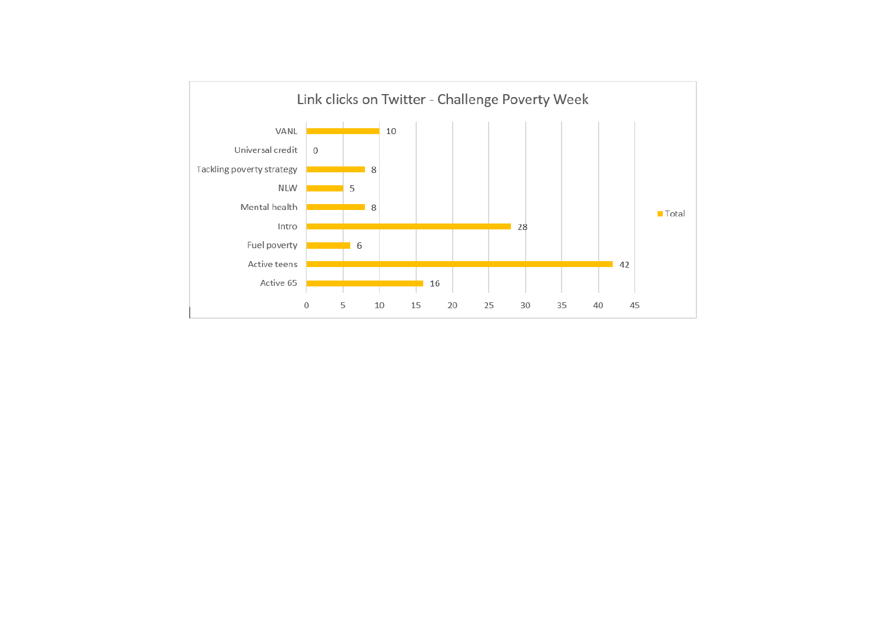Link clicks on Twitter - Challenge Poverty Week

VANL 10

Universal credit 0

Tackling poverty strategy 8

NLW 5

Mental health 8

Intro 28

Fuel poverty 6

Active teens 42

Active 65 16

0 5 10 15 20 25 30 35 40 45

Total